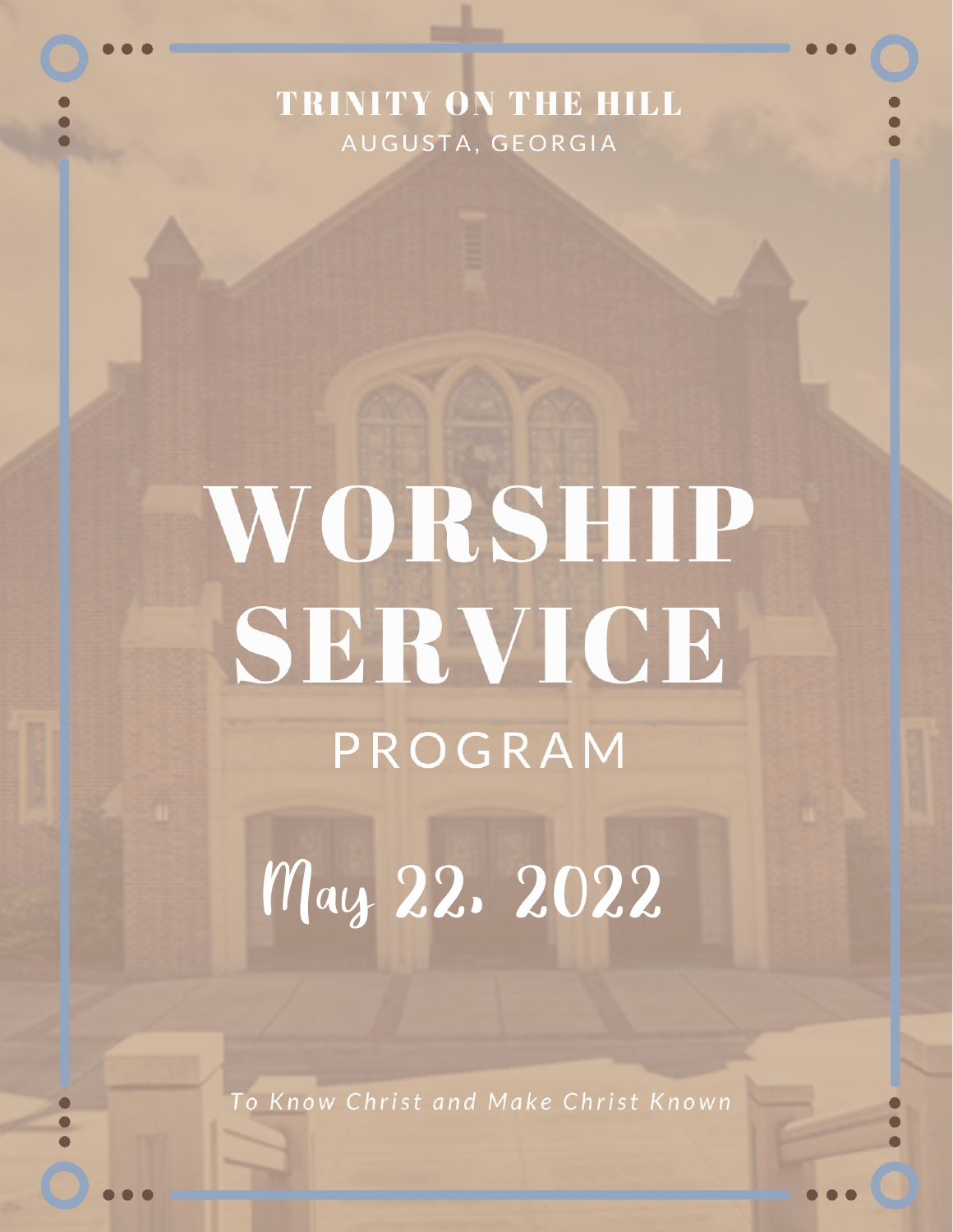TRINITY ON THE HILL

AUGUSTA, GEORGIA

# WORSHIP SERVICE

PROGRAM

## May 22, 2022

*To Know Christ and Make Christ Known*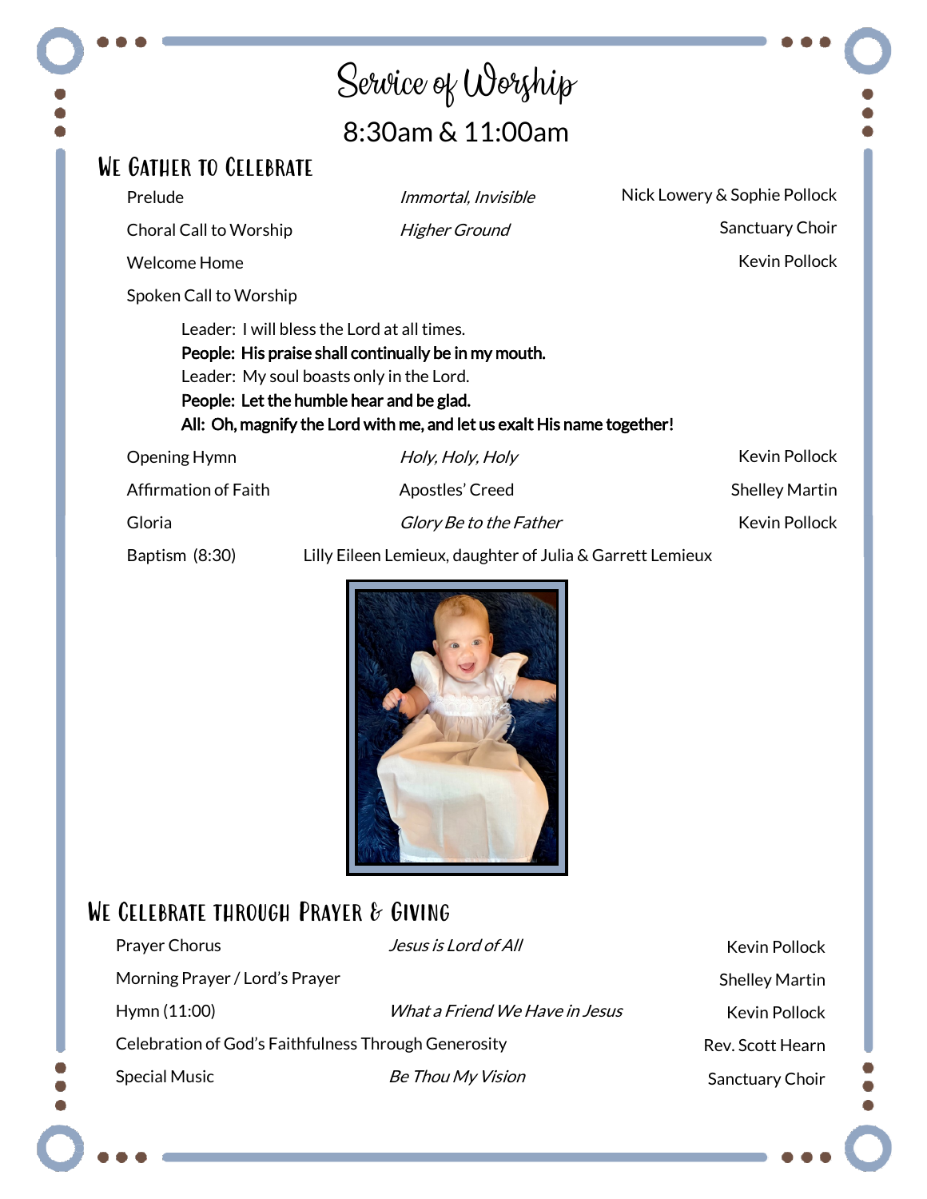# Service of Worship

## 8:30am & 11:00am

### We Gather to Celebrate

| | | |
|---|---|---|
| Prelude | *Immortal, Invisible* | Nick Lowery & Sophie Pollock |
| Choral Call to Worship | *Higher Ground* | Sanctuary Choir |
| Welcome Home | | Kevin Pollock |
| Spoken Call to Worship | | |

Leader: I will bless the Lord at all times.
**People: His praise shall continually be in my mouth.**
Leader: My soul boasts only in the Lord.
**People: Let the humble hear and be glad.**
**All: Oh, magnify the Lord with me, and let us exalt His name together!**

| | | |
|---|---|---|
| Opening Hymn | *Holy, Holy, Holy* | Kevin Pollock |
| Affirmation of Faith | Apostles' Creed | Shelley Martin |
| Gloria | *Glory Be to the Father* | Kevin Pollock |
| Baptism (8:30) | Lilly Eileen Lemieux, daughter of Julia & Garrett Lemieux | |

### We Celebrate through Prayer & Giving

| | | |
|---|---|---|
| Prayer Chorus | *Jesus is Lord of All* | Kevin Pollock |
| Morning Prayer / Lord's Prayer | | Shelley Martin |
| Hymn (11:00) | *What a Friend We Have in Jesus* | Kevin Pollock |
| Celebration of God's Faithfulness Through Generosity | | Rev. Scott Hearn |
| Special Music | *Be Thou My Vision* | Sanctuary Choir |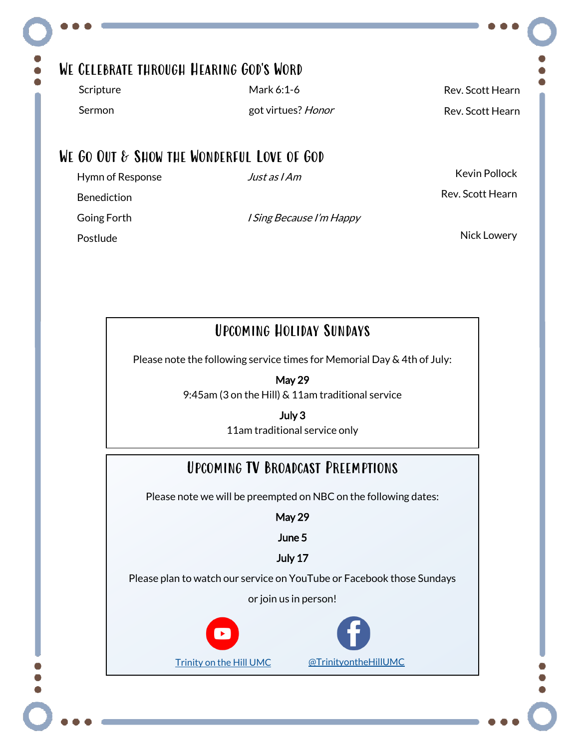## We Celebrate through Hearing God's Word

| | | |
|---|---|---|
| Scripture | Mark 6:1-6 | Rev. Scott Hearn |
| Sermon | got virtues? *Honor* | Rev. Scott Hearn |

## We Go Out & Show the Wonderful Love of God

| | | |
|---|---|---|
| Hymn of Response | *Just as I Am* | Kevin Pollock |
| Benediction | | Rev. Scott Hearn |
| Going Forth | *I Sing Because I'm Happy* | |
| Postlude | | Nick Lowery |

### Upcoming Holiday Sundays

Please note the following service times for Memorial Day & 4th of July:

**May 29**
9:45am (3 on the Hill) & 11am traditional service

**July 3**
11am traditional service only

### Upcoming TV Broadcast Preemptions

Please note we will be preempted on NBC on the following dates:

**May 29**

**June 5**

**July 17**

Please plan to watch our service on YouTube or Facebook those Sundays or join us in person!

Trinity on the Hill UMC

@TrinityontheHillUMC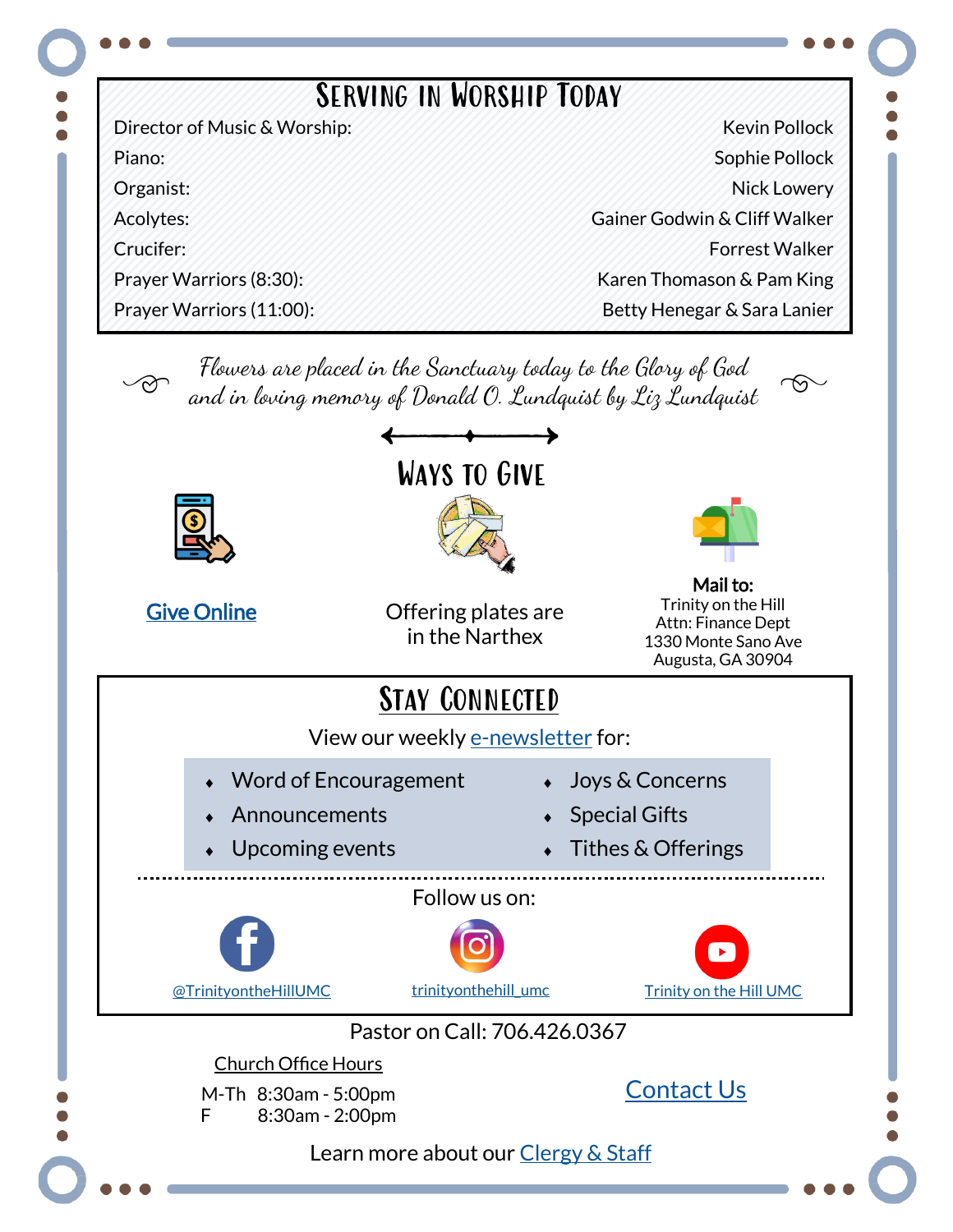## Serving in Worship Today

| | |
|---|---|
| Director of Music & Worship: | Kevin Pollock |
| Piano: | Sophie Pollock |
| Organist: | Nick Lowery |
| Acolytes: | Gainer Godwin & Cliff Walker |
| Crucifer: | Forrest Walker |
| Prayer Warriors (8:30): | Karen Thomason & Pam King |
| Prayer Warriors (11:00): | Betty Henegar & Sara Lanier |

*Flowers are placed in the Sanctuary today to the Glory of God and in loving memory of Donald O. Lundquist by Liz Lundquist*

## Ways to Give

**Give Online**

Offering plates are in the Narthex

**Mail to:**
Trinity on the Hill
Attn: Finance Dept
1330 Monte Sano Ave
Augusta, GA 30904

## Stay Connected

View our weekly e-newsletter for:

- Word of Encouragement
- Announcements
- Upcoming events
- Joys & Concerns
- Special Gifts
- Tithes & Offerings

Follow us on:

@TrinityontheHillUMC

trinityonthehill_umc

Trinity on the Hill UMC

Pastor on Call: 706.426.0367

Church Office Hours

M-Th 8:30am - 5:00pm
F 8:30am - 2:00pm

Contact Us

Learn more about our Clergy & Staff